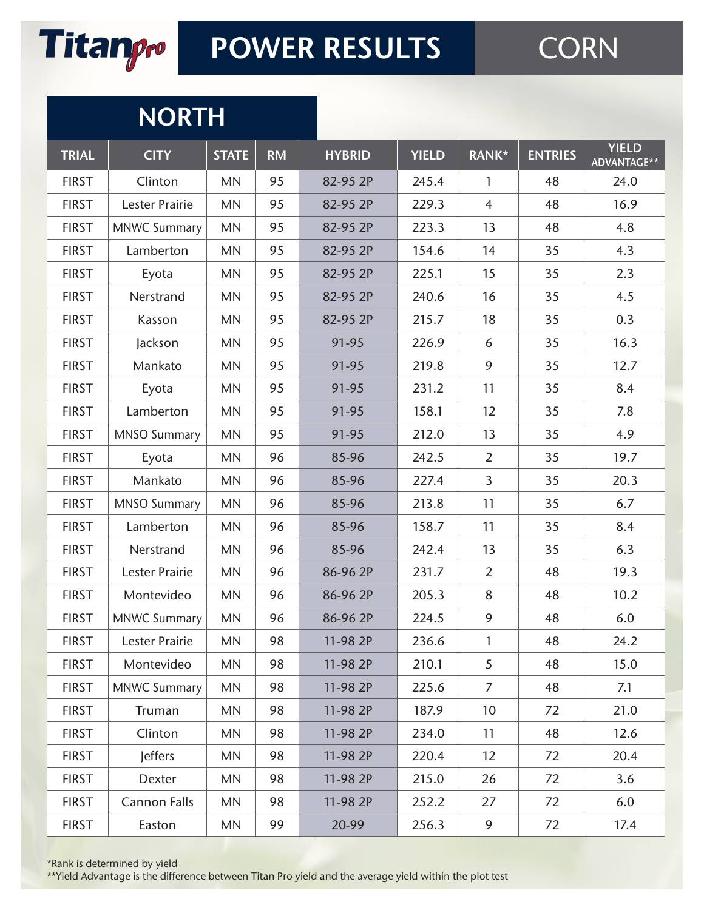# Titanpro POWER RESULTS CORN

## NORTH

| TRIAL | CITY | STATE | RM | HYBRID | YIELD | RANK* | ENTRIES | YIELD ADVANTAGE** |
|---|---|---|---|---|---|---|---|---|
| FIRST | Clinton | MN | 95 | 82-95 2P | 245.4 | 1 | 48 | 24.0 |
| FIRST | Lester Prairie | MN | 95 | 82-95 2P | 229.3 | 4 | 48 | 16.9 |
| FIRST | MNWC Summary | MN | 95 | 82-95 2P | 223.3 | 13 | 48 | 4.8 |
| FIRST | Lamberton | MN | 95 | 82-95 2P | 154.6 | 14 | 35 | 4.3 |
| FIRST | Eyota | MN | 95 | 82-95 2P | 225.1 | 15 | 35 | 2.3 |
| FIRST | Nerstrand | MN | 95 | 82-95 2P | 240.6 | 16 | 35 | 4.5 |
| FIRST | Kasson | MN | 95 | 82-95 2P | 215.7 | 18 | 35 | 0.3 |
| FIRST | Jackson | MN | 95 | 91-95 | 226.9 | 6 | 35 | 16.3 |
| FIRST | Mankato | MN | 95 | 91-95 | 219.8 | 9 | 35 | 12.7 |
| FIRST | Eyota | MN | 95 | 91-95 | 231.2 | 11 | 35 | 8.4 |
| FIRST | Lamberton | MN | 95 | 91-95 | 158.1 | 12 | 35 | 7.8 |
| FIRST | MNSO Summary | MN | 95 | 91-95 | 212.0 | 13 | 35 | 4.9 |
| FIRST | Eyota | MN | 96 | 85-96 | 242.5 | 2 | 35 | 19.7 |
| FIRST | Mankato | MN | 96 | 85-96 | 227.4 | 3 | 35 | 20.3 |
| FIRST | MNSO Summary | MN | 96 | 85-96 | 213.8 | 11 | 35 | 6.7 |
| FIRST | Lamberton | MN | 96 | 85-96 | 158.7 | 11 | 35 | 8.4 |
| FIRST | Nerstrand | MN | 96 | 85-96 | 242.4 | 13 | 35 | 6.3 |
| FIRST | Lester Prairie | MN | 96 | 86-96 2P | 231.7 | 2 | 48 | 19.3 |
| FIRST | Montevideo | MN | 96 | 86-96 2P | 205.3 | 8 | 48 | 10.2 |
| FIRST | MNWC Summary | MN | 96 | 86-96 2P | 224.5 | 9 | 48 | 6.0 |
| FIRST | Lester Prairie | MN | 98 | 11-98 2P | 236.6 | 1 | 48 | 24.2 |
| FIRST | Montevideo | MN | 98 | 11-98 2P | 210.1 | 5 | 48 | 15.0 |
| FIRST | MNWC Summary | MN | 98 | 11-98 2P | 225.6 | 7 | 48 | 7.1 |
| FIRST | Truman | MN | 98 | 11-98 2P | 187.9 | 10 | 72 | 21.0 |
| FIRST | Clinton | MN | 98 | 11-98 2P | 234.0 | 11 | 48 | 12.6 |
| FIRST | Jeffers | MN | 98 | 11-98 2P | 220.4 | 12 | 72 | 20.4 |
| FIRST | Dexter | MN | 98 | 11-98 2P | 215.0 | 26 | 72 | 3.6 |
| FIRST | Cannon Falls | MN | 98 | 11-98 2P | 252.2 | 27 | 72 | 6.0 |
| FIRST | Easton | MN | 99 | 20-99 | 256.3 | 9 | 72 | 17.4 |

*Rank is determined by yield

**Yield Advantage is the difference between Titan Pro yield and the average yield within the plot test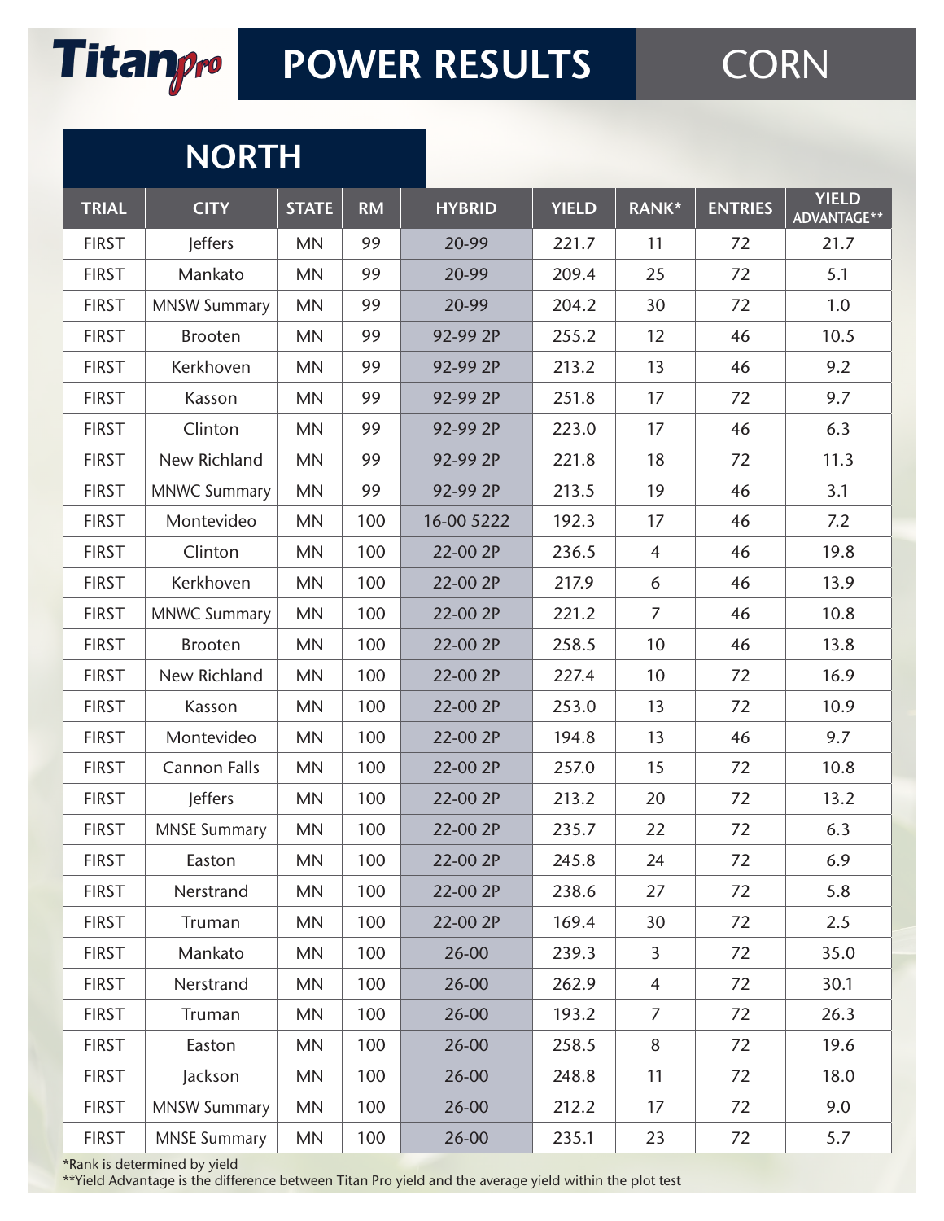# Titan*pro* POWER RESULTS CORN

## NORTH

| TRIAL | CITY | STATE | RM | HYBRID | YIELD | RANK* | ENTRIES | YIELD ADVANTAGE** |
|---|---|---|---|---|---|---|---|---|
| FIRST | Jeffers | MN | 99 | 20-99 | 221.7 | 11 | 72 | 21.7 |
| FIRST | Mankato | MN | 99 | 20-99 | 209.4 | 25 | 72 | 5.1 |
| FIRST | MNSW Summary | MN | 99 | 20-99 | 204.2 | 30 | 72 | 1.0 |
| FIRST | Brooten | MN | 99 | 92-99 2P | 255.2 | 12 | 46 | 10.5 |
| FIRST | Kerkhoven | MN | 99 | 92-99 2P | 213.2 | 13 | 46 | 9.2 |
| FIRST | Kasson | MN | 99 | 92-99 2P | 251.8 | 17 | 72 | 9.7 |
| FIRST | Clinton | MN | 99 | 92-99 2P | 223.0 | 17 | 46 | 6.3 |
| FIRST | New Richland | MN | 99 | 92-99 2P | 221.8 | 18 | 72 | 11.3 |
| FIRST | MNWC Summary | MN | 99 | 92-99 2P | 213.5 | 19 | 46 | 3.1 |
| FIRST | Montevideo | MN | 100 | 16-00 5222 | 192.3 | 17 | 46 | 7.2 |
| FIRST | Clinton | MN | 100 | 22-00 2P | 236.5 | 4 | 46 | 19.8 |
| FIRST | Kerkhoven | MN | 100 | 22-00 2P | 217.9 | 6 | 46 | 13.9 |
| FIRST | MNWC Summary | MN | 100 | 22-00 2P | 221.2 | 7 | 46 | 10.8 |
| FIRST | Brooten | MN | 100 | 22-00 2P | 258.5 | 10 | 46 | 13.8 |
| FIRST | New Richland | MN | 100 | 22-00 2P | 227.4 | 10 | 72 | 16.9 |
| FIRST | Kasson | MN | 100 | 22-00 2P | 253.0 | 13 | 72 | 10.9 |
| FIRST | Montevideo | MN | 100 | 22-00 2P | 194.8 | 13 | 46 | 9.7 |
| FIRST | Cannon Falls | MN | 100 | 22-00 2P | 257.0 | 15 | 72 | 10.8 |
| FIRST | Jeffers | MN | 100 | 22-00 2P | 213.2 | 20 | 72 | 13.2 |
| FIRST | MNSE Summary | MN | 100 | 22-00 2P | 235.7 | 22 | 72 | 6.3 |
| FIRST | Easton | MN | 100 | 22-00 2P | 245.8 | 24 | 72 | 6.9 |
| FIRST | Nerstrand | MN | 100 | 22-00 2P | 238.6 | 27 | 72 | 5.8 |
| FIRST | Truman | MN | 100 | 22-00 2P | 169.4 | 30 | 72 | 2.5 |
| FIRST | Mankato | MN | 100 | 26-00 | 239.3 | 3 | 72 | 35.0 |
| FIRST | Nerstrand | MN | 100 | 26-00 | 262.9 | 4 | 72 | 30.1 |
| FIRST | Truman | MN | 100 | 26-00 | 193.2 | 7 | 72 | 26.3 |
| FIRST | Easton | MN | 100 | 26-00 | 258.5 | 8 | 72 | 19.6 |
| FIRST | Jackson | MN | 100 | 26-00 | 248.8 | 11 | 72 | 18.0 |
| FIRST | MNSW Summary | MN | 100 | 26-00 | 212.2 | 17 | 72 | 9.0 |
| FIRST | MNSE Summary | MN | 100 | 26-00 | 235.1 | 23 | 72 | 5.7 |

*Rank is determined by yield
**Yield Advantage is the difference between Titan Pro yield and the average yield within the plot test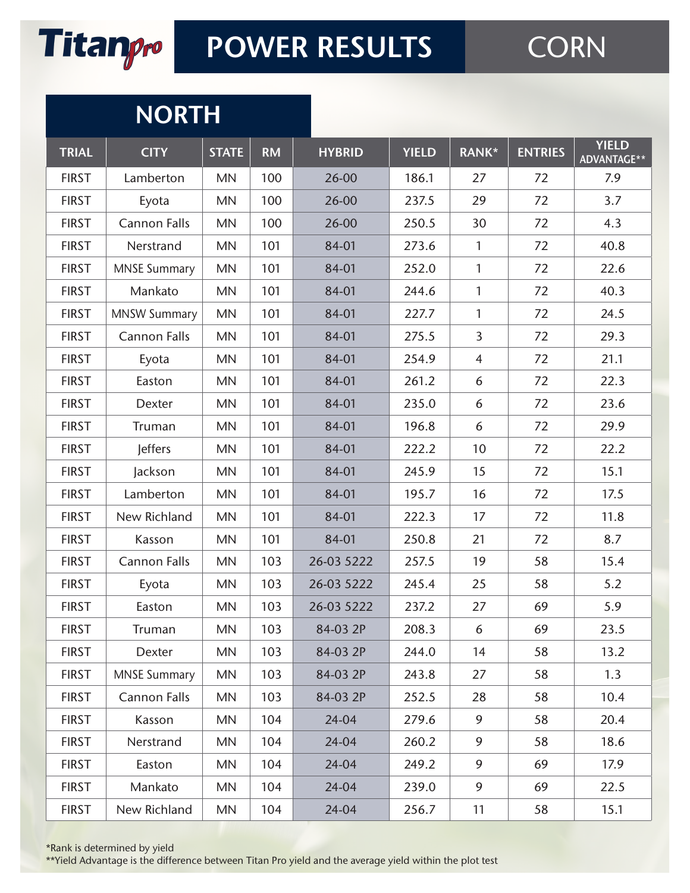# Titanpro POWER RESULTS CORN

## NORTH

| TRIAL | CITY | STATE | RM | HYBRID | YIELD | RANK* | ENTRIES | YIELD ADVANTAGE** |
|---|---|---|---|---|---|---|---|---|
| FIRST | Lamberton | MN | 100 | 26-00 | 186.1 | 27 | 72 | 7.9 |
| FIRST | Eyota | MN | 100 | 26-00 | 237.5 | 29 | 72 | 3.7 |
| FIRST | Cannon Falls | MN | 100 | 26-00 | 250.5 | 30 | 72 | 4.3 |
| FIRST | Nerstrand | MN | 101 | 84-01 | 273.6 | 1 | 72 | 40.8 |
| FIRST | MNSE Summary | MN | 101 | 84-01 | 252.0 | 1 | 72 | 22.6 |
| FIRST | Mankato | MN | 101 | 84-01 | 244.6 | 1 | 72 | 40.3 |
| FIRST | MNSW Summary | MN | 101 | 84-01 | 227.7 | 1 | 72 | 24.5 |
| FIRST | Cannon Falls | MN | 101 | 84-01 | 275.5 | 3 | 72 | 29.3 |
| FIRST | Eyota | MN | 101 | 84-01 | 254.9 | 4 | 72 | 21.1 |
| FIRST | Easton | MN | 101 | 84-01 | 261.2 | 6 | 72 | 22.3 |
| FIRST | Dexter | MN | 101 | 84-01 | 235.0 | 6 | 72 | 23.6 |
| FIRST | Truman | MN | 101 | 84-01 | 196.8 | 6 | 72 | 29.9 |
| FIRST | Jeffers | MN | 101 | 84-01 | 222.2 | 10 | 72 | 22.2 |
| FIRST | Jackson | MN | 101 | 84-01 | 245.9 | 15 | 72 | 15.1 |
| FIRST | Lamberton | MN | 101 | 84-01 | 195.7 | 16 | 72 | 17.5 |
| FIRST | New Richland | MN | 101 | 84-01 | 222.3 | 17 | 72 | 11.8 |
| FIRST | Kasson | MN | 101 | 84-01 | 250.8 | 21 | 72 | 8.7 |
| FIRST | Cannon Falls | MN | 103 | 26-03 5222 | 257.5 | 19 | 58 | 15.4 |
| FIRST | Eyota | MN | 103 | 26-03 5222 | 245.4 | 25 | 58 | 5.2 |
| FIRST | Easton | MN | 103 | 26-03 5222 | 237.2 | 27 | 69 | 5.9 |
| FIRST | Truman | MN | 103 | 84-03 2P | 208.3 | 6 | 69 | 23.5 |
| FIRST | Dexter | MN | 103 | 84-03 2P | 244.0 | 14 | 58 | 13.2 |
| FIRST | MNSE Summary | MN | 103 | 84-03 2P | 243.8 | 27 | 58 | 1.3 |
| FIRST | Cannon Falls | MN | 103 | 84-03 2P | 252.5 | 28 | 58 | 10.4 |
| FIRST | Kasson | MN | 104 | 24-04 | 279.6 | 9 | 58 | 20.4 |
| FIRST | Nerstrand | MN | 104 | 24-04 | 260.2 | 9 | 58 | 18.6 |
| FIRST | Easton | MN | 104 | 24-04 | 249.2 | 9 | 69 | 17.9 |
| FIRST | Mankato | MN | 104 | 24-04 | 239.0 | 9 | 69 | 22.5 |
| FIRST | New Richland | MN | 104 | 24-04 | 256.7 | 11 | 58 | 15.1 |

*Rank is determined by yield
**Yield Advantage is the difference between Titan Pro yield and the average yield within the plot test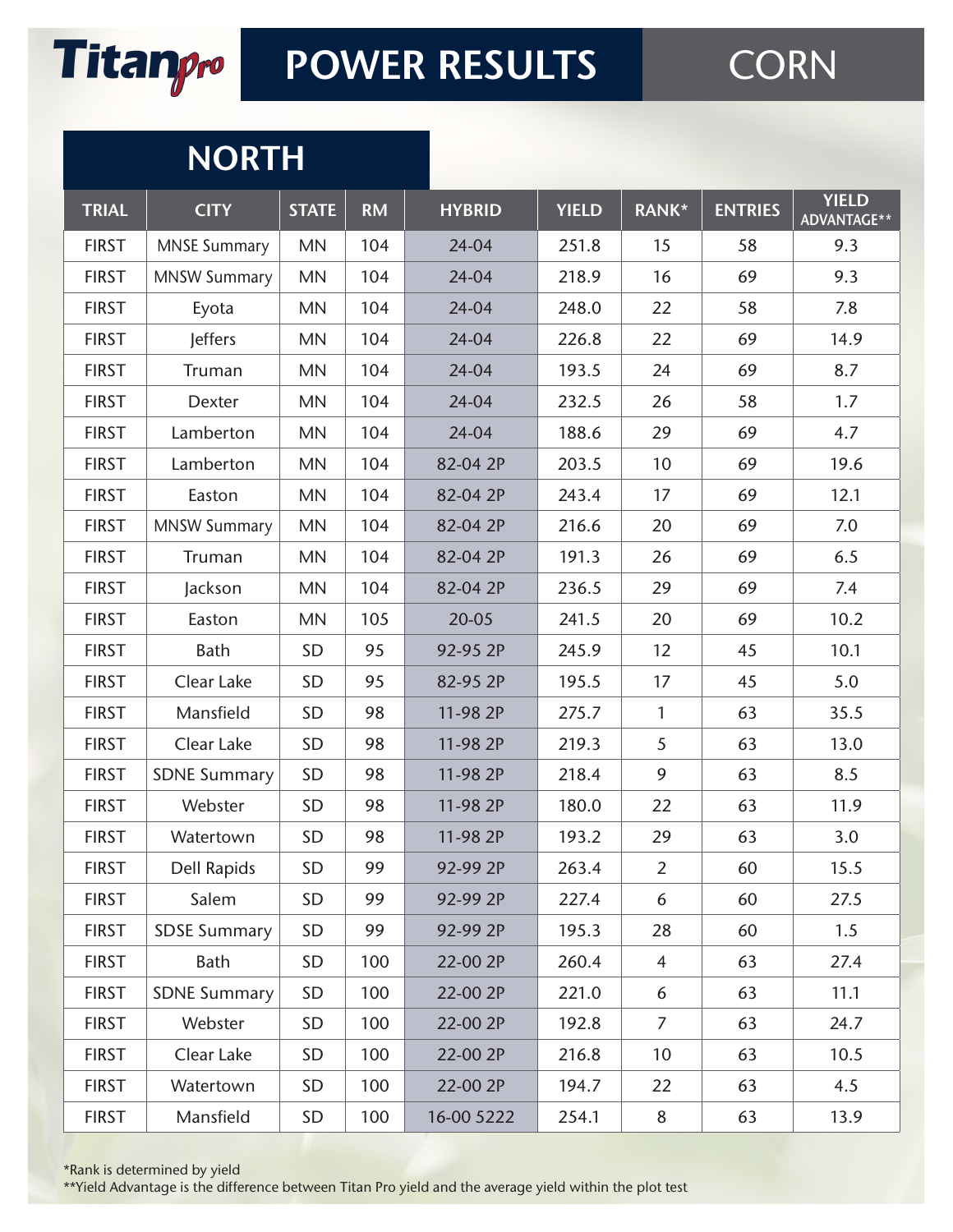# Titanpro POWER RESULTS CORN

## NORTH

| TRIAL | CITY | STATE | RM | HYBRID | YIELD | RANK* | ENTRIES | YIELD ADVANTAGE** |
|---|---|---|---|---|---|---|---|---|
| FIRST | MNSE Summary | MN | 104 | 24-04 | 251.8 | 15 | 58 | 9.3 |
| FIRST | MNSW Summary | MN | 104 | 24-04 | 218.9 | 16 | 69 | 9.3 |
| FIRST | Eyota | MN | 104 | 24-04 | 248.0 | 22 | 58 | 7.8 |
| FIRST | Jeffers | MN | 104 | 24-04 | 226.8 | 22 | 69 | 14.9 |
| FIRST | Truman | MN | 104 | 24-04 | 193.5 | 24 | 69 | 8.7 |
| FIRST | Dexter | MN | 104 | 24-04 | 232.5 | 26 | 58 | 1.7 |
| FIRST | Lamberton | MN | 104 | 24-04 | 188.6 | 29 | 69 | 4.7 |
| FIRST | Lamberton | MN | 104 | 82-04 2P | 203.5 | 10 | 69 | 19.6 |
| FIRST | Easton | MN | 104 | 82-04 2P | 243.4 | 17 | 69 | 12.1 |
| FIRST | MNSW Summary | MN | 104 | 82-04 2P | 216.6 | 20 | 69 | 7.0 |
| FIRST | Truman | MN | 104 | 82-04 2P | 191.3 | 26 | 69 | 6.5 |
| FIRST | Jackson | MN | 104 | 82-04 2P | 236.5 | 29 | 69 | 7.4 |
| FIRST | Easton | MN | 105 | 20-05 | 241.5 | 20 | 69 | 10.2 |
| FIRST | Bath | SD | 95 | 92-95 2P | 245.9 | 12 | 45 | 10.1 |
| FIRST | Clear Lake | SD | 95 | 82-95 2P | 195.5 | 17 | 45 | 5.0 |
| FIRST | Mansfield | SD | 98 | 11-98 2P | 275.7 | 1 | 63 | 35.5 |
| FIRST | Clear Lake | SD | 98 | 11-98 2P | 219.3 | 5 | 63 | 13.0 |
| FIRST | SDNE Summary | SD | 98 | 11-98 2P | 218.4 | 9 | 63 | 8.5 |
| FIRST | Webster | SD | 98 | 11-98 2P | 180.0 | 22 | 63 | 11.9 |
| FIRST | Watertown | SD | 98 | 11-98 2P | 193.2 | 29 | 63 | 3.0 |
| FIRST | Dell Rapids | SD | 99 | 92-99 2P | 263.4 | 2 | 60 | 15.5 |
| FIRST | Salem | SD | 99 | 92-99 2P | 227.4 | 6 | 60 | 27.5 |
| FIRST | SDSE Summary | SD | 99 | 92-99 2P | 195.3 | 28 | 60 | 1.5 |
| FIRST | Bath | SD | 100 | 22-00 2P | 260.4 | 4 | 63 | 27.4 |
| FIRST | SDNE Summary | SD | 100 | 22-00 2P | 221.0 | 6 | 63 | 11.1 |
| FIRST | Webster | SD | 100 | 22-00 2P | 192.8 | 7 | 63 | 24.7 |
| FIRST | Clear Lake | SD | 100 | 22-00 2P | 216.8 | 10 | 63 | 10.5 |
| FIRST | Watertown | SD | 100 | 22-00 2P | 194.7 | 22 | 63 | 4.5 |
| FIRST | Mansfield | SD | 100 | 16-00 5222 | 254.1 | 8 | 63 | 13.9 |

*Rank is determined by yield
**Yield Advantage is the difference between Titan Pro yield and the average yield within the plot test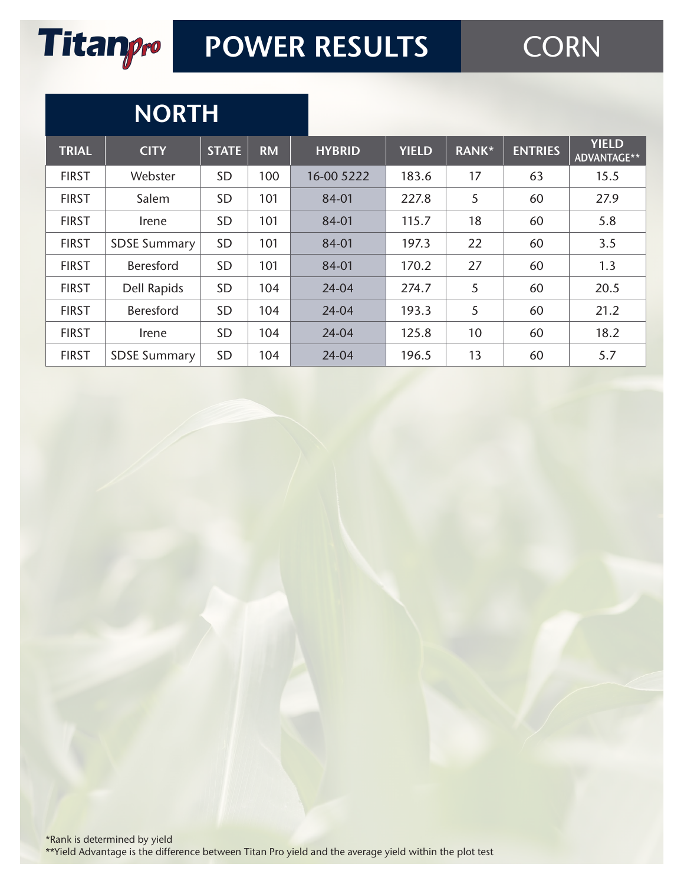# Titanpro POWER RESULTS CORN

## NORTH

| TRIAL | CITY | STATE | RM | HYBRID | YIELD | RANK* | ENTRIES | YIELD ADVANTAGE** |
|---|---|---|---|---|---|---|---|---|
| FIRST | Webster | SD | 100 | 16-00 5222 | 183.6 | 17 | 63 | 15.5 |
| FIRST | Salem | SD | 101 | 84-01 | 227.8 | 5 | 60 | 27.9 |
| FIRST | Irene | SD | 101 | 84-01 | 115.7 | 18 | 60 | 5.8 |
| FIRST | SDSE Summary | SD | 101 | 84-01 | 197.3 | 22 | 60 | 3.5 |
| FIRST | Beresford | SD | 101 | 84-01 | 170.2 | 27 | 60 | 1.3 |
| FIRST | Dell Rapids | SD | 104 | 24-04 | 274.7 | 5 | 60 | 20.5 |
| FIRST | Beresford | SD | 104 | 24-04 | 193.3 | 5 | 60 | 21.2 |
| FIRST | Irene | SD | 104 | 24-04 | 125.8 | 10 | 60 | 18.2 |
| FIRST | SDSE Summary | SD | 104 | 24-04 | 196.5 | 13 | 60 | 5.7 |

*Rank is determined by yield

**Yield Advantage is the difference between Titan Pro yield and the average yield within the plot test